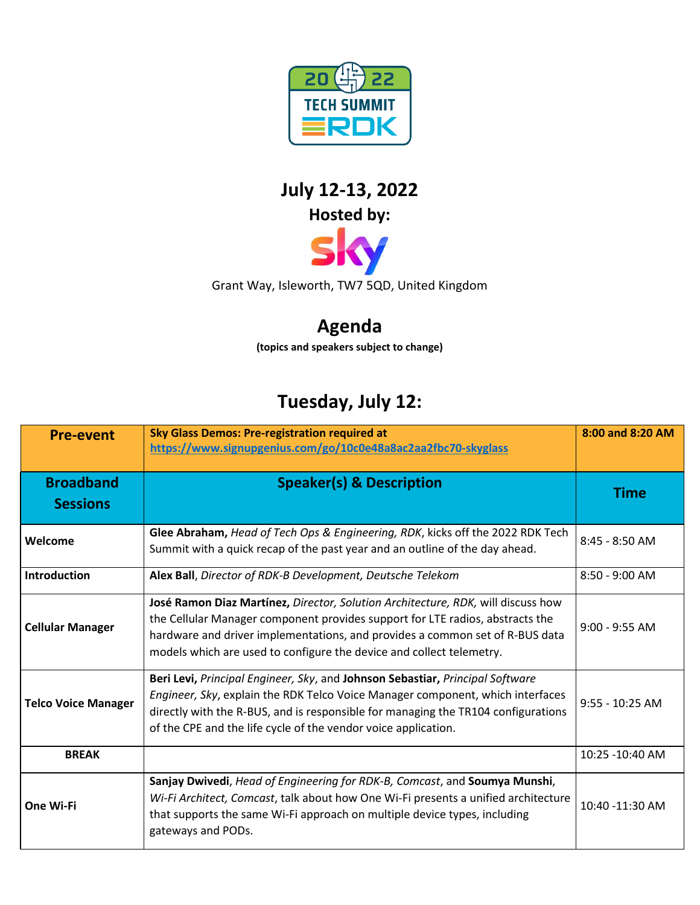2022 TECH SUMMIT RDK

# July 12-13, 2022

## Hosted by:

sky

Grant Way, Isleworth, TW7 5QD, United Kingdom

## Agenda

**(topics and speakers subject to change)**

## Tuesday, July 12:

| **Pre-event** | **Sky Glass Demos: Pre-registration required at https://www.signupgenius.com/go/10c0e48a8ac2aa2fbc70-skyglass** | **8:00 and 8:20 AM** |
|---|---|---|
| **Broadband Sessions** | **Speaker(s) & Description** | **Time** |
| **Welcome** | **Glee Abraham,** *Head of Tech Ops & Engineering, RDK*, kicks off the 2022 RDK Tech Summit with a quick recap of the past year and an outline of the day ahead. | 8:45 - 8:50 AM |
| **Introduction** | **Alex Ball**, *Director of RDK-B Development, Deutsche Telekom* | 8:50 - 9:00 AM |
| **Cellular Manager** | **José Ramon Diaz Martínez,** *Director, Solution Architecture, RDK,* will discuss how the Cellular Manager component provides support for LTE radios, abstracts the hardware and driver implementations, and provides a common set of R-BUS data models which are used to configure the device and collect telemetry. | 9:00 - 9:55 AM |
| **Telco Voice Manager** | **Beri Levi,** *Principal Engineer, Sky*, and **Johnson Sebastiar,** *Principal Software Engineer, Sky*, explain the RDK Telco Voice Manager component, which interfaces directly with the R-BUS, and is responsible for managing the TR104 configurations of the CPE and the life cycle of the vendor voice application. | 9:55 - 10:25 AM |
| **BREAK** | | 10:25 -10:40 AM |
| **One Wi-Fi** | **Sanjay Dwivedi**, *Head of Engineering for RDK-B, Comcast*, and **Soumya Munshi**, *Wi-Fi Architect, Comcast*, talk about how One Wi-Fi presents a unified architecture that supports the same Wi-Fi approach on multiple device types, including gateways and PODs. | 10:40 -11:30 AM |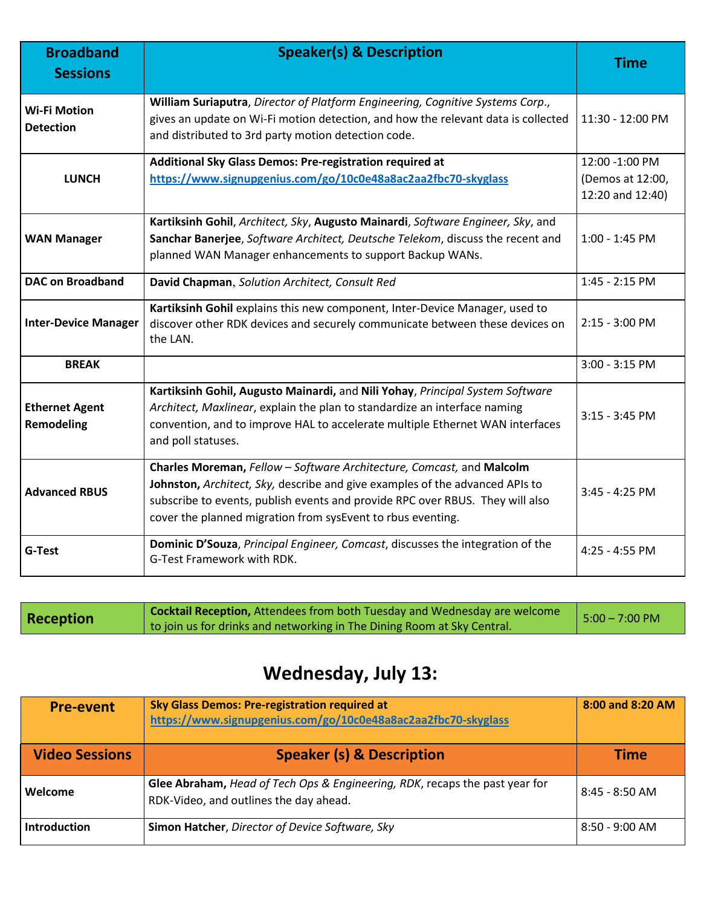| Broadband Sessions | Speaker(s) & Description | Time |
|---|---|---|
| **Wi-Fi Motion Detection** | **William Suriaputra**, *Director of Platform Engineering, Cognitive Systems Corp.*, gives an update on Wi-Fi motion detection, and how the relevant data is collected and distributed to 3rd party motion detection code. | 11:30 - 12:00 PM |
| **LUNCH** | **Additional Sky Glass Demos: Pre-registration required at [https://www.signupgenius.com/go/10c0e48a8ac2aa2fbc70-skyglass](https://www.signupgenius.com/go/10c0e48a8ac2aa2fbc70-skyglass)** | 12:00 -1:00 PM (Demos at 12:00, 12:20 and 12:40) |
| **WAN Manager** | **Kartiksinh Gohil**, *Architect, Sky*, **Augusto Mainardi**, *Software Engineer, Sky*, and **Sanchar Banerjee**, *Software Architect, Deutsche Telekom*, discuss the recent and planned WAN Manager enhancements to support Backup WANs. | 1:00 - 1:45 PM |
| **DAC on Broadband** | **David Chapman**, *Solution Architect, Consult Red* | 1:45 - 2:15 PM |
| **Inter-Device Manager** | **Kartiksinh Gohil** explains this new component, Inter-Device Manager, used to discover other RDK devices and securely communicate between these devices on the LAN. | 2:15 - 3:00 PM |
| **BREAK** | | 3:00 - 3:15 PM |
| **Ethernet Agent Remodeling** | **Kartiksinh Gohil, Augusto Mainardi,** and **Nili Yohay**, *Principal System Software Architect, Maxlinear*, explain the plan to standardize an interface naming convention, and to improve HAL to accelerate multiple Ethernet WAN interfaces and poll statuses. | 3:15 - 3:45 PM |
| **Advanced RBUS** | **Charles Moreman,** *Fellow – Software Architecture, Comcast,* and **Malcolm Johnston,** *Architect, Sky,* describe and give examples of the advanced APIs to subscribe to events, publish events and provide RPC over RBUS. They will also cover the planned migration from sysEvent to rbus eventing. | 3:45 - 4:25 PM |
| **G-Test** | **Dominic D'Souza**, *Principal Engineer, Comcast*, discusses the integration of the G-Test Framework with RDK. | 4:25 - 4:55 PM |

| Reception | **Cocktail Reception,** Attendees from both Tuesday and Wednesday are welcome to join us for drinks and networking in The Dining Room at Sky Central. | 5:00 – 7:00 PM |
|---|---|---|

# Wednesday, July 13:

| Pre-event | **Sky Glass Demos: Pre-registration required at [https://www.signupgenius.com/go/10c0e48a8ac2aa2fbc70-skyglass](https://www.signupgenius.com/go/10c0e48a8ac2aa2fbc70-skyglass)** | **8:00 and 8:20 AM** |
|---|---|---|
| **Video Sessions** | **Speaker (s) & Description** | **Time** |
| **Welcome** | **Glee Abraham,** *Head of Tech Ops & Engineering, RDK*, recaps the past year for RDK-Video, and outlines the day ahead. | 8:45 - 8:50 AM |
| **Introduction** | **Simon Hatcher**, *Director of Device Software, Sky* | 8:50 - 9:00 AM |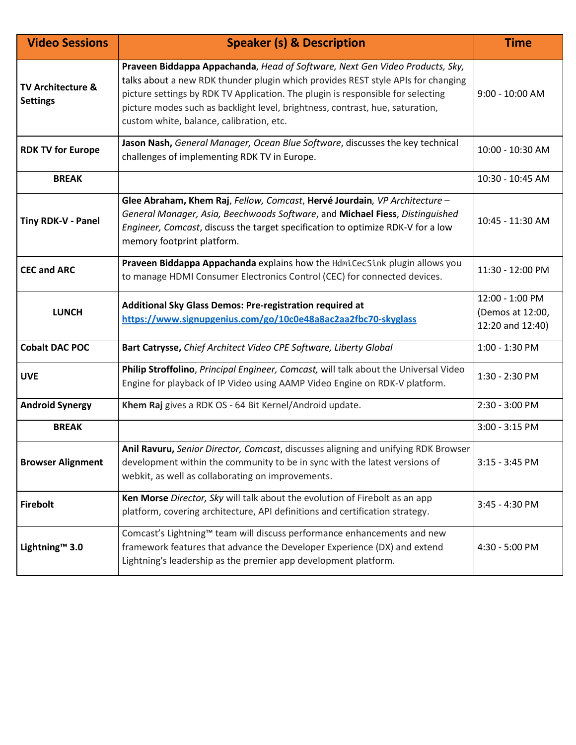| Video Sessions | Speaker (s) & Description | Time |
|---|---|---|
| **TV Architecture & Settings** | **Praveen Biddappa Appachanda**, *Head of Software, Next Gen Video Products, Sky,* talks about a new RDK thunder plugin which provides REST style APIs for changing picture settings by RDK TV Application. The plugin is responsible for selecting picture modes such as backlight level, brightness, contrast, hue, saturation, custom white, balance, calibration, etc. | 9:00 - 10:00 AM |
| **RDK TV for Europe** | **Jason Nash,** *General Manager, Ocean Blue Software*, discusses the key technical challenges of implementing RDK TV in Europe. | 10:00 - 10:30 AM |
| **BREAK** | | 10:30 - 10:45 AM |
| **Tiny RDK-V - Panel** | **Glee Abraham, Khem Raj**, *Fellow, Comcast*, **Hervé Jourdain***, VP Architecture – General Manager, Asia, Beechwoods Software*, and **Michael Fiess**, *Distinguished Engineer, Comcast*, discuss the target specification to optimize RDK-V for a low memory footprint platform. | 10:45 - 11:30 AM |
| **CEC and ARC** | **Praveen Biddappa Appachanda** explains how the `HdmiCecSink` plugin allows you to manage HDMI Consumer Electronics Control (CEC) for connected devices. | 11:30 - 12:00 PM |
| **LUNCH** | **Additional Sky Glass Demos: Pre-registration required at [https://www.signupgenius.com/go/10c0e48a8ac2aa2fbc70-skyglass](https://www.signupgenius.com/go/10c0e48a8ac2aa2fbc70-skyglass)** | 12:00 - 1:00 PM (Demos at 12:00, 12:20 and 12:40) |
| **Cobalt DAC POC** | **Bart Catrysse**, *Chief Architect Video CPE Software, Liberty Global* | 1:00 - 1:30 PM |
| **UVE** | **Philip Stroffolino**, *Principal Engineer, Comcast,* will talk about the Universal Video Engine for playback of IP Video using AAMP Video Engine on RDK-V platform. | 1:30 - 2:30 PM |
| **Android Synergy** | **Khem Raj** gives a RDK OS - 64 Bit Kernel/Android update. | 2:30 - 3:00 PM |
| **BREAK** | | 3:00 - 3:15 PM |
| **Browser Alignment** | **Anil Ravuru,** *Senior Director, Comcast*, discusses aligning and unifying RDK Browser development within the community to be in sync with the latest versions of webkit, as well as collaborating on improvements. | 3:15 - 3:45 PM |
| **Firebolt** | **Ken Morse** *Director, Sky* will talk about the evolution of Firebolt as an app platform, covering architecture, API definitions and certification strategy. | 3:45 - 4:30 PM |
| **Lightning™ 3.0** | Comcast's Lightning™ team will discuss performance enhancements and new framework features that advance the Developer Experience (DX) and extend Lightning's leadership as the premier app development platform. | 4:30 - 5:00 PM |